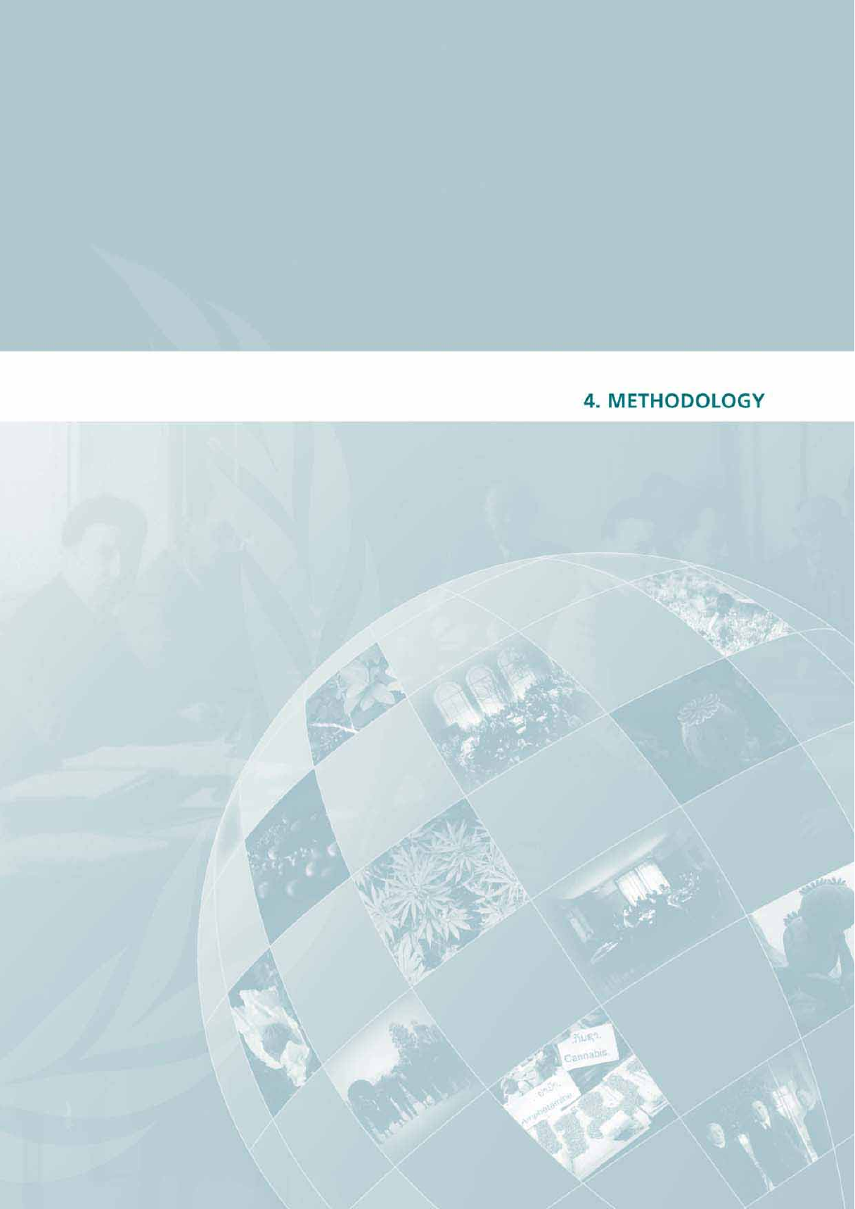# 4. METHODOLOGY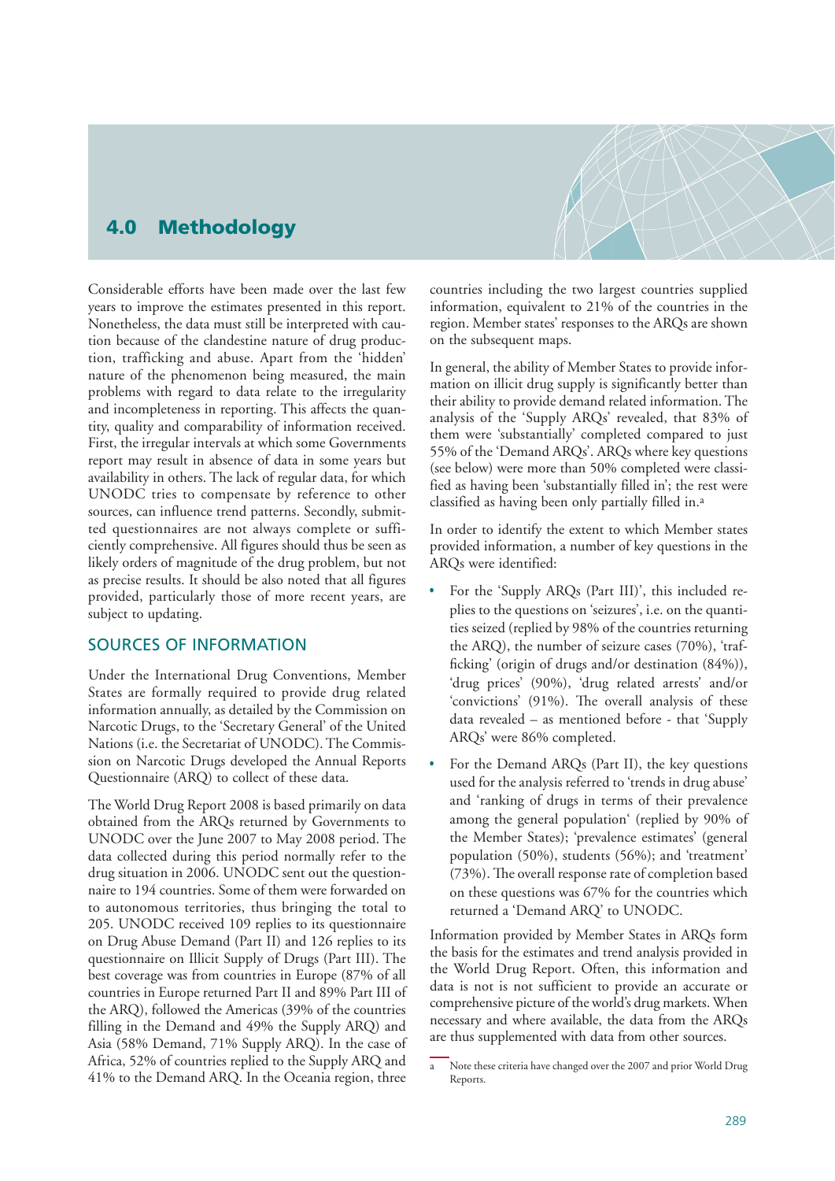## 4.0 Methodology

Considerable efforts have been made over the last few years to improve the estimates presented in this report. Nonetheless, the data must still be interpreted with caution because of the clandestine nature of drug production, trafficking and abuse. Apart from the 'hidden' nature of the phenomenon being measured, the main problems with regard to data relate to the irregularity and incompleteness in reporting. This affects the quantity, quality and comparability of information received. First, the irregular intervals at which some Governments report may result in absence of data in some years but availability in others. The lack of regular data, for which UNODC tries to compensate by reference to other sources, can influence trend patterns. Secondly, submitted questionnaires are not always complete or sufficiently comprehensive. All figures should thus be seen as likely orders of magnitude of the drug problem, but not as precise results. It should be also noted that all figures provided, particularly those of more recent years, are subject to updating.

### SOURCES OF INFORMATION

Under the International Drug Conventions, Member States are formally required to provide drug related information annually, as detailed by the Commission on Narcotic Drugs, to the 'Secretary General' of the United Nations (i.e. the Secretariat of UNODC). The Commission on Narcotic Drugs developed the Annual Reports Questionnaire (ARQ) to collect of these data.

The World Drug Report 2008 is based primarily on data obtained from the ARQs returned by Governments to UNODC over the June 2007 to May 2008 period. The data collected during this period normally refer to the drug situation in 2006. UNODC sent out the questionnaire to 194 countries. Some of them were forwarded on to autonomous territories, thus bringing the total to 205. UNODC received 109 replies to its questionnaire on Drug Abuse Demand (Part II) and 126 replies to its questionnaire on Illicit Supply of Drugs (Part III). The best coverage was from countries in Europe (87% of all countries in Europe returned Part II and 89% Part III of the ARQ), followed the Americas (39% of the countries filling in the Demand and 49% the Supply ARQ) and Asia (58% Demand, 71% Supply ARQ). In the case of Africa, 52% of countries replied to the Supply ARQ and 41% to the Demand ARQ. In the Oceania region, three countries including the two largest countries supplied information, equivalent to 21% of the countries in the region. Member states' responses to the ARQs are shown on the subsequent maps.

In general, the ability of Member States to provide information on illicit drug supply is significantly better than their ability to provide demand related information. The analysis of the 'Supply ARQs' revealed, that 83% of them were 'substantially' completed compared to just 55% of the 'Demand ARQs'. ARQs where key questions (see below) were more than 50% completed were classified as having been 'substantially filled in'; the rest were classified as having been only partially filled in.[a]

In order to identify the extent to which Member states provided information, a number of key questions in the ARQs were identified:

- For the 'Supply ARQs (Part III)', this included replies to the questions on 'seizures', i.e. on the quantities seized (replied by 98% of the countries returning the ARQ), the number of seizure cases (70%), 'trafficking' (origin of drugs and/or destination (84%)), 'drug prices' (90%), 'drug related arrests' and/or 'convictions' (91%). The overall analysis of these data revealed – as mentioned before - that 'Supply ARQs' were 86% completed.
- For the Demand ARQs (Part II), the key questions used for the analysis referred to 'trends in drug abuse' and 'ranking of drugs in terms of their prevalence among the general population' (replied by 90% of the Member States); 'prevalence estimates' (general population (50%), students (56%); and 'treatment' (73%). The overall response rate of completion based on these questions was 67% for the countries which returned a 'Demand ARQ' to UNODC.

Information provided by Member States in ARQs form the basis for the estimates and trend analysis provided in the World Drug Report. Often, this information and data is not is not sufficient to provide an accurate or comprehensive picture of the world's drug markets. When necessary and where available, the data from the ARQs are thus supplemented with data from other sources.

[a] Note these criteria have changed over the 2007 and prior World Drug Reports.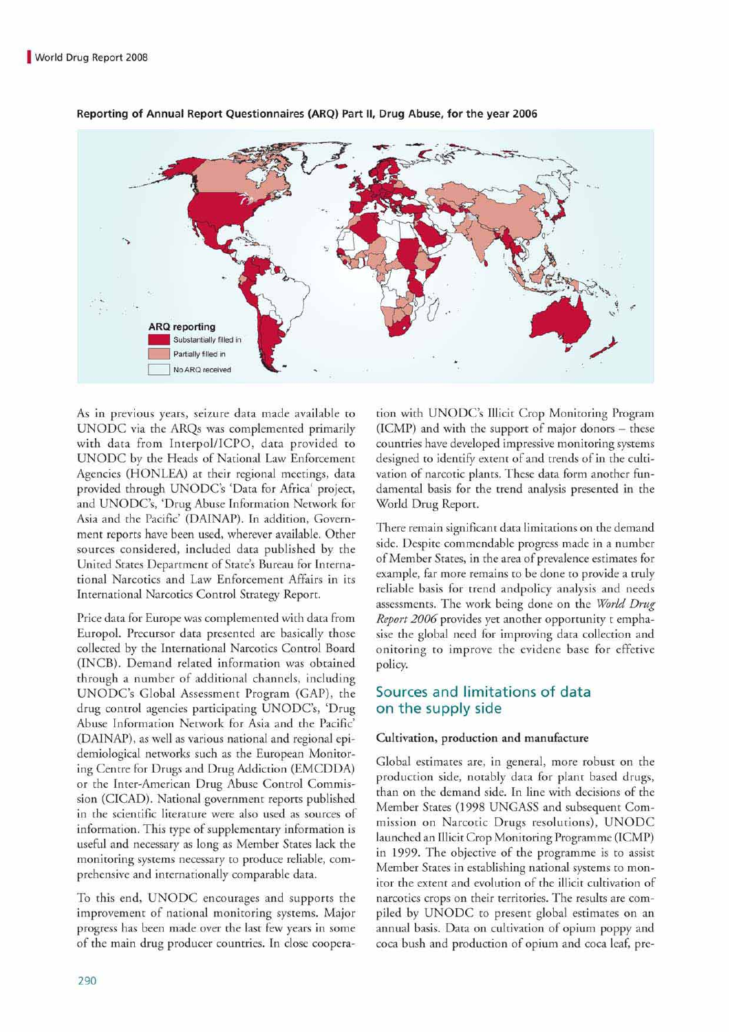**Reporting of Annual Report Questionnaires (ARQ) Part II, Drug Abuse, for the year 2006**

ARQ reporting
Substantially filled in
Partially filled in
No ARQ received

As in previous years, seizure data made available to UNODC via the ARQs was complemented primarily with data from Interpol/ICPO, data provided to UNODC by the Heads of National Law Enforcement Agencies (HONLEA) at their regional meetings, data provided through UNODC's 'Data for Africa' project, and UNODC's, 'Drug Abuse Information Network for Asia and the Pacific' (DAINAP). In addition, Government reports have been used, wherever available. Other sources considered, included data published by the United States Department of State's Bureau for International Narcotics and Law Enforcement Affairs in its International Narcotics Control Strategy Report.

Price data for Europe was complemented with data from Europol. Precursor data presented are basically those collected by the International Narcotics Control Board (INCB). Demand related information was obtained through a number of additional channels, including UNODC's Global Assessment Program (GAP), the drug control agencies participating UNODC's, 'Drug Abuse Information Network for Asia and the Pacific' (DAINAP), as well as various national and regional epidemiological networks such as the European Monitoring Centre for Drugs and Drug Addiction (EMCDDA) or the Inter-American Drug Abuse Control Commission (CICAD). National government reports published in the scientific literature were also used as sources of information. This type of supplementary information is useful and necessary as long as Member States lack the monitoring systems necessary to produce reliable, comprehensive and internationally comparable data.

To this end, UNODC encourages and supports the improvement of national monitoring systems. Major progress has been made over the last few years in some of the main drug producer countries. In close cooperation with UNODC's Illicit Crop Monitoring Program (ICMP) and with the support of major donors – these countries have developed impressive monitoring systems designed to identify extent of and trends of in the cultivation of narcotic plants. These data form another fundamental basis for the trend analysis presented in the World Drug Report.

There remain significant data limitations on the demand side. Despite commendable progress made in a number of Member States, in the area of prevalence estimates for example, far more remains to be done to provide a truly reliable basis for trend andpolicy analysis and needs assessments. The work being done on the *World Drug Report 2006* provides yet another opportunity t emphasise the global need for improving data collection and onitoring to improve the evidenc base for effetive policy.

## Sources and limitations of data on the supply side

### Cultivation, production and manufacture

Global estimates are, in general, more robust on the production side, notably data for plant based drugs, than on the demand side. In line with decisions of the Member States (1998 UNGASS and subsequent Commission on Narcotic Drugs resolutions), UNODC launched an Illicit Crop Monitoring Programme (ICMP) in 1999. The objective of the programme is to assist Member States in establishing national systems to monitor the extent and evolution of the illicit cultivation of narcotics crops on their territories. The results are compiled by UNODC to present global estimates on an annual basis. Data on cultivation of opium poppy and coca bush and production of opium and coca leaf, pre-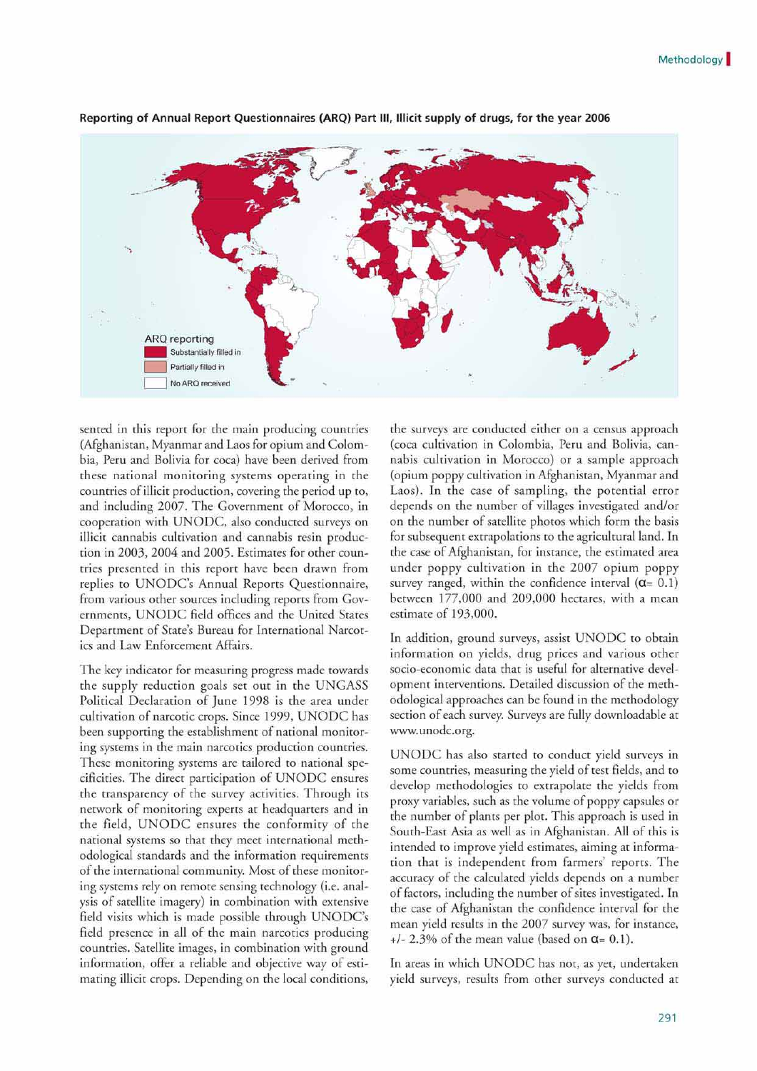**Reporting of Annual Report Questionnaires (ARQ) Part III, Illicit supply of drugs, for the year 2006**

ARQ reporting
Substantially filled in
Partially filled in
No ARQ received

sented in this report for the main producing countries (Afghanistan, Myanmar and Laos for opium and Colombia, Peru and Bolivia for coca) have been derived from these national monitoring systems operating in the countries of illicit production, covering the period up to, and including 2007. The Government of Morocco, in cooperation with UNODC, also conducted surveys on illicit cannabis cultivation and cannabis resin production in 2003, 2004 and 2005. Estimates for other countries presented in this report have been drawn from replies to UNODC's Annual Reports Questionnaire, from various other sources including reports from Governments, UNODC field offices and the United States Department of State's Bureau for International Narcotics and Law Enforcement Affairs.

The key indicator for measuring progress made towards the supply reduction goals set out in the UNGASS Political Declaration of June 1998 is the area under cultivation of narcotic crops. Since 1999, UNODC has been supporting the establishment of national monitoring systems in the main narcotics production countries. These monitoring systems are tailored to national specificities. The direct participation of UNODC ensures the transparency of the survey activities. Through its network of monitoring experts at headquarters and in the field, UNODC ensures the conformity of the national systems so that they meet international methodological standards and the information requirements of the international community. Most of these monitoring systems rely on remote sensing technology (i.e. analysis of satellite imagery) in combination with extensive field visits which is made possible through UNODC's field presence in all of the main narcotics producing countries. Satellite images, in combination with ground information, offer a reliable and objective way of estimating illicit crops. Depending on the local conditions, the surveys are conducted either on a census approach (coca cultivation in Colombia, Peru and Bolivia, cannabis cultivation in Morocco) or a sample approach (opium poppy cultivation in Afghanistan, Myanmar and Laos). In the case of sampling, the potential error depends on the number of villages investigated and/or on the number of satellite photos which form the basis for subsequent extrapolations to the agricultural land. In the case of Afghanistan, for instance, the estimated area under poppy cultivation in the 2007 opium poppy survey ranged, within the confidence interval ($\alpha = 0.1$) between 177,000 and 209,000 hectares, with a mean estimate of 193,000.

In addition, ground surveys, assist UNODC to obtain information on yields, drug prices and various other socio-economic data that is useful for alternative development interventions. Detailed discussion of the methodological approaches can be found in the methodology section of each survey. Surveys are fully downloadable at www.unodc.org.

UNODC has also started to conduct yield surveys in some countries, measuring the yield of test fields, and to develop methodologies to extrapolate the yields from proxy variables, such as the volume of poppy capsules or the number of plants per plot. This approach is used in South-East Asia as well as in Afghanistan. All of this is intended to improve yield estimates, aiming at information that is independent from farmers' reports. The accuracy of the calculated yields depends on a number of factors, including the number of sites investigated. In the case of Afghanistan the confidence interval for the mean yield results in the 2007 survey was, for instance, +/- 2.3% of the mean value (based on $\alpha = 0.1$).

In areas in which UNODC has not, as yet, undertaken yield surveys, results from other surveys conducted at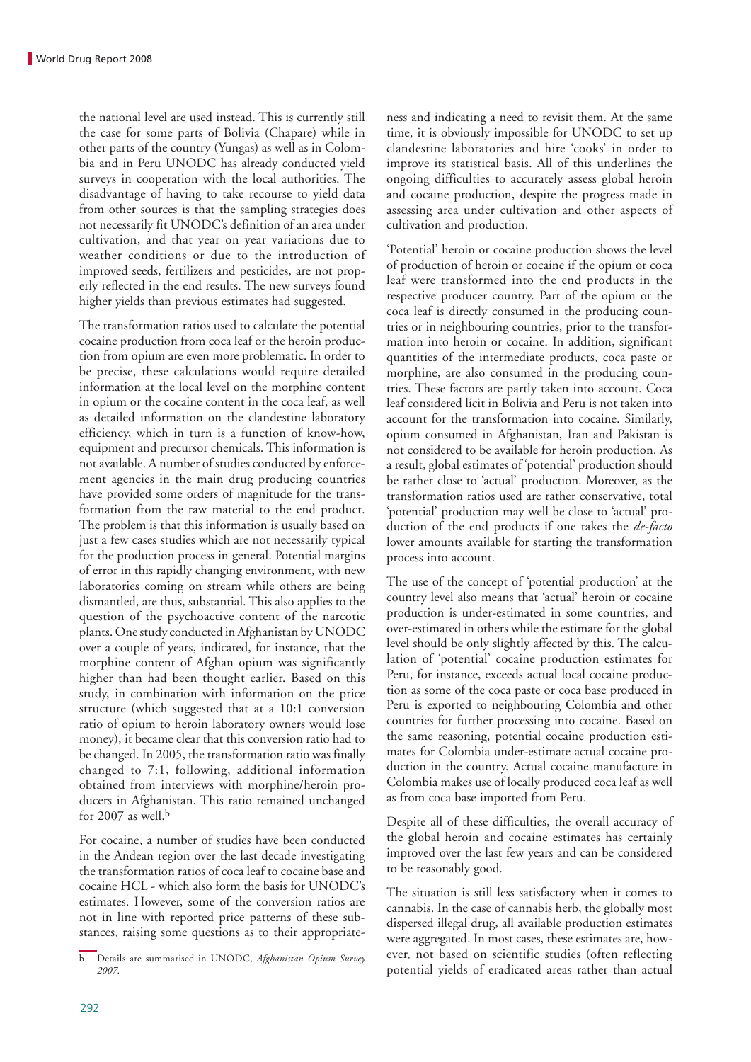the national level are used instead. This is currently still the case for some parts of Bolivia (Chapare) while in other parts of the country (Yungas) as well as in Colombia and in Peru UNODC has already conducted yield surveys in cooperation with the local authorities. The disadvantage of having to take recourse to yield data from other sources is that the sampling strategies does not necessarily fit UNODC's definition of an area under cultivation, and that year on year variations due to weather conditions or due to the introduction of improved seeds, fertilizers and pesticides, are not properly reflected in the end results. The new surveys found higher yields than previous estimates had suggested.

The transformation ratios used to calculate the potential cocaine production from coca leaf or the heroin production from opium are even more problematic. In order to be precise, these calculations would require detailed information at the local level on the morphine content in opium or the cocaine content in the coca leaf, as well as detailed information on the clandestine laboratory efficiency, which in turn is a function of know-how, equipment and precursor chemicals. This information is not available. A number of studies conducted by enforcement agencies in the main drug producing countries have provided some orders of magnitude for the transformation from the raw material to the end product. The problem is that this information is usually based on just a few cases studies which are not necessarily typical for the production process in general. Potential margins of error in this rapidly changing environment, with new laboratories coming on stream while others are being dismantled, are thus, substantial. This also applies to the question of the psychoactive content of the narcotic plants. One study conducted in Afghanistan by UNODC over a couple of years, indicated, for instance, that the morphine content of Afghan opium was significantly higher than had been thought earlier. Based on this study, in combination with information on the price structure (which suggested that at a 10:1 conversion ratio of opium to heroin laboratory owners would lose money), it became clear that this conversion ratio had to be changed. In 2005, the transformation ratio was finally changed to 7:1, following, additional information obtained from interviews with morphine/heroin producers in Afghanistan. This ratio remained unchanged for 2007 as well.[b]

For cocaine, a number of studies have been conducted in the Andean region over the last decade investigating the transformation ratios of coca leaf to cocaine base and cocaine HCL - which also form the basis for UNODC's estimates. However, some of the conversion ratios are not in line with reported price patterns of these substances, raising some questions as to their appropriateness and indicating a need to revisit them. At the same time, it is obviously impossible for UNODC to set up clandestine laboratories and hire 'cooks' in order to improve its statistical basis. All of this underlines the ongoing difficulties to accurately assess global heroin and cocaine production, despite the progress made in assessing area under cultivation and other aspects of cultivation and production.

'Potential' heroin or cocaine production shows the level of production of heroin or cocaine if the opium or coca leaf were transformed into the end products in the respective producer country. Part of the opium or the coca leaf is directly consumed in the producing countries or in neighbouring countries, prior to the transformation into heroin or cocaine. In addition, significant quantities of the intermediate products, coca paste or morphine, are also consumed in the producing countries. These factors are partly taken into account. Coca leaf considered licit in Bolivia and Peru is not taken into account for the transformation into cocaine. Similarly, opium consumed in Afghanistan, Iran and Pakistan is not considered to be available for heroin production. As a result, global estimates of 'potential' production should be rather closer to 'actual' production. Moreover, as the transformation ratios used are rather conservative, total 'potential' production may well be close to 'actual' production of the end products if one takes the *de-facto* lower amounts available for starting the transformation process into account.

The use of the concept of 'potential production' at the country level also means that 'actual' heroin or cocaine production is under-estimated in some countries, and over-estimated in others while the estimate for the global level should be only slightly affected by this. The calculation of 'potential' cocaine production estimates for Peru, for instance, exceeds actual local cocaine production as some of the coca paste or coca base produced in Peru is exported to neighbouring Colombia and other countries for further processing into cocaine. Based on the same reasoning, potential cocaine production estimates for Colombia under-estimate actual cocaine production in the country. Actual cocaine manufacture in Colombia makes use of locally produced coca leaf as well as from coca base imported from Peru.

Despite all of these difficulties, the overall accuracy of the global heroin and cocaine estimates has certainly improved over the last few years and can be considered to be reasonably good.

The situation is still less satisfactory when it comes to cannabis. In the case of cannabis herb, the globally most dispersed illegal drug, all available production estimates were aggregated. In most cases, these estimates are, however, not based on scientific studies (often reflecting potential yields of eradicated areas rather than actual

[b] Details are summarised in UNODC, *Afghanistan Opium Survey 2007.*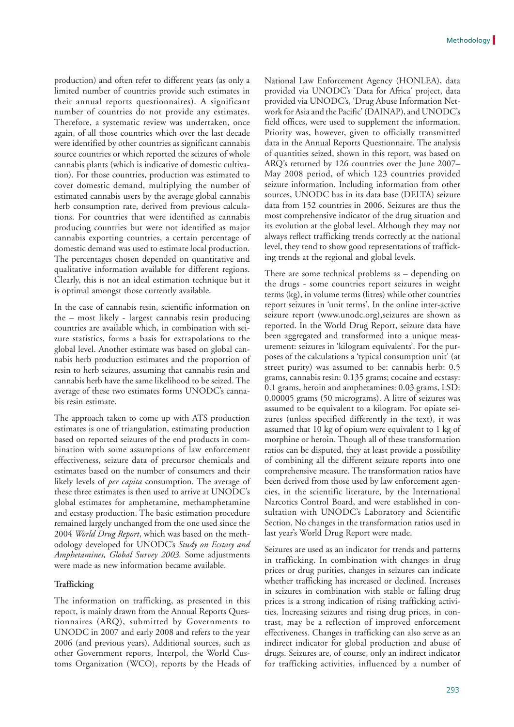production) and often refer to different years (as only a limited number of countries provide such estimates in their annual reports questionnaires). A significant number of countries do not provide any estimates. Therefore, a systematic review was undertaken, once again, of all those countries which over the last decade were identified by other countries as significant cannabis source countries or which reported the seizures of whole cannabis plants (which is indicative of domestic cultivation). For those countries, production was estimated to cover domestic demand, multiplying the number of estimated cannabis users by the average global cannabis herb consumption rate, derived from previous calculations. For countries that were identified as cannabis producing countries but were not identified as major cannabis exporting countries, a certain percentage of domestic demand was used to estimate local production. The percentages chosen depended on quantitative and qualitative information available for different regions. Clearly, this is not an ideal estimation technique but it is optimal amongst those currently available.

In the case of cannabis resin, scientific information on the – most likely - largest cannabis resin producing countries are available which, in combination with seizure statistics, forms a basis for extrapolations to the global level. Another estimate was based on global cannabis herb production estimates and the proportion of resin to herb seizures, assuming that cannabis resin and cannabis herb have the same likelihood to be seized. The average of these two estimates forms UNODC's cannabis resin estimate.

The approach taken to come up with ATS production estimates is one of triangulation, estimating production based on reported seizures of the end products in combination with some assumptions of law enforcement effectiveness, seizure data of precursor chemicals and estimates based on the number of consumers and their likely levels of *per capita* consumption. The average of these three estimates is then used to arrive at UNODC's global estimates for amphetamine, methamphetamine and ecstasy production. The basic estimation procedure remained largely unchanged from the one used since the 2004 *World Drug Report*, which was based on the methodology developed for UNODC's *Study on Ecstasy and Amphetamines, Global Survey 2003.* Some adjustments were made as new information became available.

### Trafficking

The information on trafficking, as presented in this report, is mainly drawn from the Annual Reports Questionnaires (ARQ), submitted by Governments to UNODC in 2007 and early 2008 and refers to the year 2006 (and previous years). Additional sources, such as other Government reports, Interpol, the World Customs Organization (WCO), reports by the Heads of National Law Enforcement Agency (HONLEA), data provided via UNODC's 'Data for Africa' project, data provided via UNODC's, 'Drug Abuse Information Network for Asia and the Pacific' (DAINAP), and UNODC's field offices, were used to supplement the information. Priority was, however, given to officially transmitted data in the Annual Reports Questionnaire. The analysis of quantities seized, shown in this report, was based on ARQ's returned by 126 countries over the June 2007–May 2008 period, of which 123 countries provided seizure information. Including information from other sources, UNODC has in its data base (DELTA) seizure data from 152 countries in 2006. Seizures are thus the most comprehensive indicator of the drug situation and its evolution at the global level. Although they may not always reflect trafficking trends correctly at the national level, they tend to show good representations of trafficking trends at the regional and global levels.

There are some technical problems as – depending on the drugs - some countries report seizures in weight terms (kg), in volume terms (litres) while other countries report seizures in 'unit terms'. In the online inter-active seizure report (www.unodc.org),seizures are shown as reported. In the World Drug Report, seizure data have been aggregated and transformed into a unique measurement: seizures in 'kilogram equivalents'. For the purposes of the calculations a 'typical consumption unit' (at street purity) was assumed to be: cannabis herb: 0.5 grams, cannabis resin: 0.135 grams; cocaine and ecstasy: 0.1 grams, heroin and amphetamines: 0.03 grams, LSD: 0.00005 grams (50 micrograms). A litre of seizures was assumed to be equivalent to a kilogram. For opiate seizures (unless specified differently in the text), it was assumed that 10 kg of opium were equivalent to 1 kg of morphine or heroin. Though all of these transformation ratios can be disputed, they at least provide a possibility of combining all the different seizure reports into one comprehensive measure. The transformation ratios have been derived from those used by law enforcement agencies, in the scientific literature, by the International Narcotics Control Board, and were established in consultation with UNODC's Laboratory and Scientific Section. No changes in the transformation ratios used in last year's World Drug Report were made.

Seizures are used as an indicator for trends and patterns in trafficking. In combination with changes in drug prices or drug purities, changes in seizures can indicate whether trafficking has increased or declined. Increases in seizures in combination with stable or falling drug prices is a strong indication of rising trafficking activities. Increasing seizures and rising drug prices, in contrast, may be a reflection of improved enforcement effectiveness. Changes in trafficking can also serve as an indirect indicator for global production and abuse of drugs. Seizures are, of course, only an indirect indicator for trafficking activities, influenced by a number of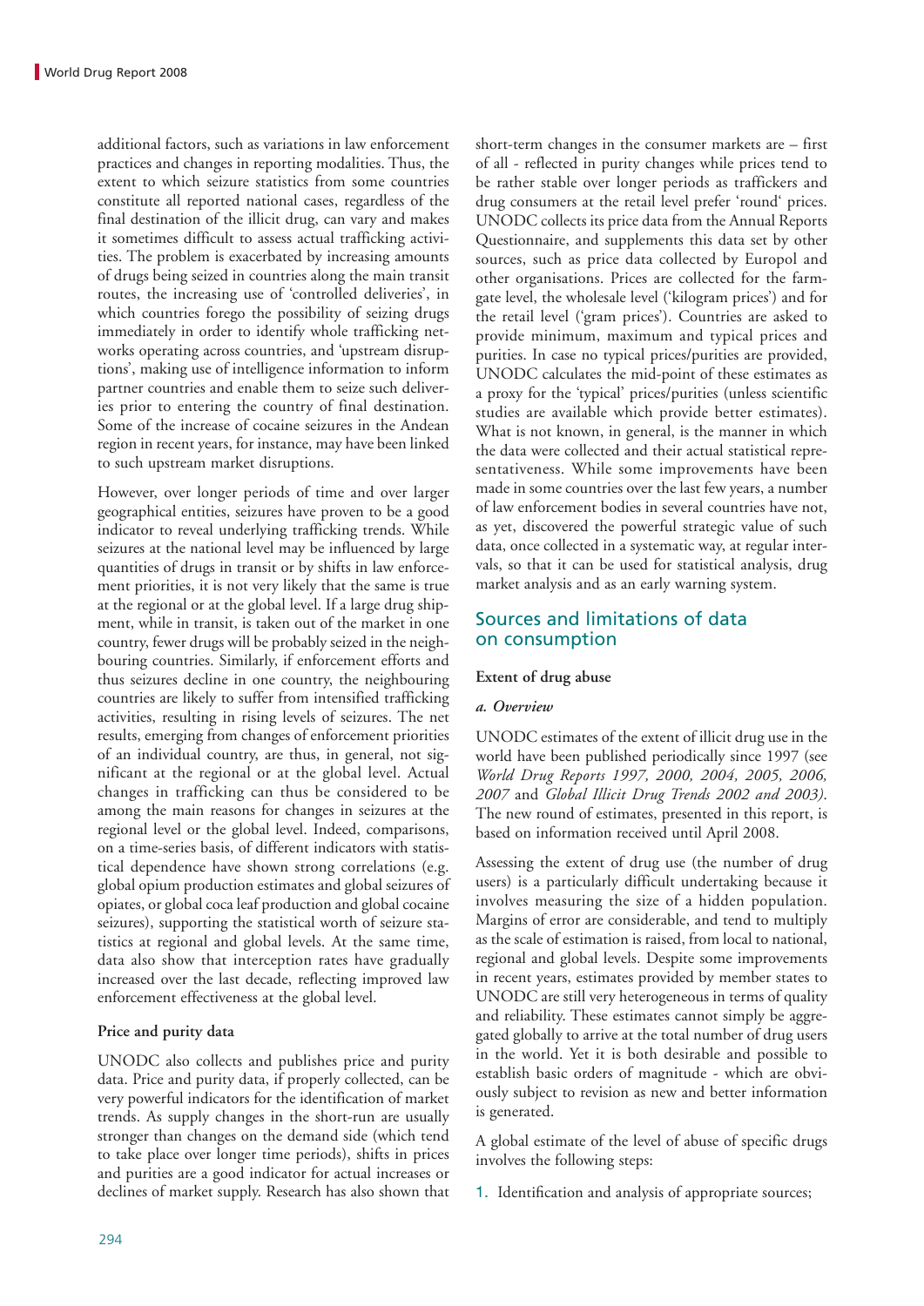additional factors, such as variations in law enforcement practices and changes in reporting modalities. Thus, the extent to which seizure statistics from some countries constitute all reported national cases, regardless of the final destination of the illicit drug, can vary and makes it sometimes difficult to assess actual trafficking activities. The problem is exacerbated by increasing amounts of drugs being seized in countries along the main transit routes, the increasing use of 'controlled deliveries', in which countries forego the possibility of seizing drugs immediately in order to identify whole trafficking networks operating across countries, and 'upstream disruptions', making use of intelligence information to inform partner countries and enable them to seize such deliveries prior to entering the country of final destination. Some of the increase of cocaine seizures in the Andean region in recent years, for instance, may have been linked to such upstream market disruptions.

However, over longer periods of time and over larger geographical entities, seizures have proven to be a good indicator to reveal underlying trafficking trends. While seizures at the national level may be influenced by large quantities of drugs in transit or by shifts in law enforcement priorities, it is not very likely that the same is true at the regional or at the global level. If a large drug shipment, while in transit, is taken out of the market in one country, fewer drugs will be probably seized in the neighbouring countries. Similarly, if enforcement efforts and thus seizures decline in one country, the neighbouring countries are likely to suffer from intensified trafficking activities, resulting in rising levels of seizures. The net results, emerging from changes of enforcement priorities of an individual country, are thus, in general, not significant at the regional or at the global level. Actual changes in trafficking can thus be considered to be among the main reasons for changes in seizures at the regional level or the global level. Indeed, comparisons, on a time-series basis, of different indicators with statistical dependence have shown strong correlations (e.g. global opium production estimates and global seizures of opiates, or global coca leaf production and global cocaine seizures), supporting the statistical worth of seizure statistics at regional and global levels. At the same time, data also show that interception rates have gradually increased over the last decade, reflecting improved law enforcement effectiveness at the global level.

**Price and purity data**

UNODC also collects and publishes price and purity data. Price and purity data, if properly collected, can be very powerful indicators for the identification of market trends. As supply changes in the short-run are usually stronger than changes on the demand side (which tend to take place over longer time periods), shifts in prices and purities are a good indicator for actual increases or declines of market supply. Research has also shown that short-term changes in the consumer markets are – first of all - reflected in purity changes while prices tend to be rather stable over longer periods as traffickers and drug consumers at the retail level prefer 'round' prices. UNODC collects its price data from the Annual Reports Questionnaire, and supplements this data set by other sources, such as price data collected by Europol and other organisations. Prices are collected for the farm-gate level, the wholesale level ('kilogram prices') and for the retail level ('gram prices'). Countries are asked to provide minimum, maximum and typical prices and purities. In case no typical prices/purities are provided, UNODC calculates the mid-point of these estimates as a proxy for the 'typical' prices/purities (unless scientific studies are available which provide better estimates). What is not known, in general, is the manner in which the data were collected and their actual statistical representativeness. While some improvements have been made in some countries over the last few years, a number of law enforcement bodies in several countries have not, as yet, discovered the powerful strategic value of such data, once collected in a systematic way, at regular intervals, so that it can be used for statistical analysis, drug market analysis and as an early warning system.

## Sources and limitations of data on consumption

**Extent of drug abuse**

***a. Overview***

UNODC estimates of the extent of illicit drug use in the world have been published periodically since 1997 (see *World Drug Reports 1997, 2000, 2004, 2005, 2006, 2007* and *Global Illicit Drug Trends 2002 and 2003)*. The new round of estimates, presented in this report, is based on information received until April 2008.

Assessing the extent of drug use (the number of drug users) is a particularly difficult undertaking because it involves measuring the size of a hidden population. Margins of error are considerable, and tend to multiply as the scale of estimation is raised, from local to national, regional and global levels. Despite some improvements in recent years, estimates provided by member states to UNODC are still very heterogeneous in terms of quality and reliability. These estimates cannot simply be aggregated globally to arrive at the total number of drug users in the world. Yet it is both desirable and possible to establish basic orders of magnitude - which are obviously subject to revision as new and better information is generated.

A global estimate of the level of abuse of specific drugs involves the following steps:

1. Identification and analysis of appropriate sources;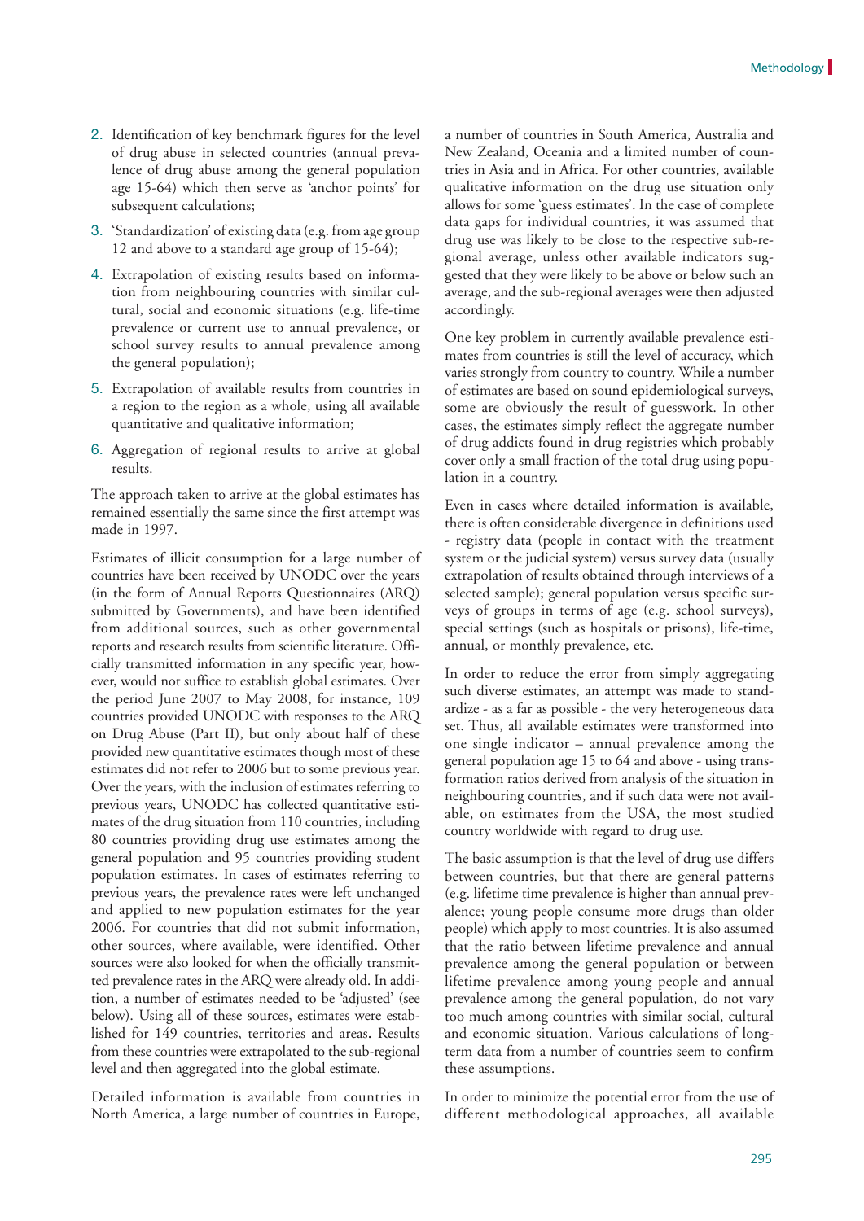2. Identification of key benchmark figures for the level of drug abuse in selected countries (annual prevalence of drug abuse among the general population age 15-64) which then serve as 'anchor points' for subsequent calculations;
3. 'Standardization' of existing data (e.g. from age group 12 and above to a standard age group of 15-64);
4. Extrapolation of existing results based on information from neighbouring countries with similar cultural, social and economic situations (e.g. life-time prevalence or current use to annual prevalence, or school survey results to annual prevalence among the general population);
5. Extrapolation of available results from countries in a region to the region as a whole, using all available quantitative and qualitative information;
6. Aggregation of regional results to arrive at global results.

The approach taken to arrive at the global estimates has remained essentially the same since the first attempt was made in 1997.

Estimates of illicit consumption for a large number of countries have been received by UNODC over the years (in the form of Annual Reports Questionnaires (ARQ) submitted by Governments), and have been identified from additional sources, such as other governmental reports and research results from scientific literature. Officially transmitted information in any specific year, however, would not suffice to establish global estimates. Over the period June 2007 to May 2008, for instance, 109 countries provided UNODC with responses to the ARQ on Drug Abuse (Part II), but only about half of these provided new quantitative estimates though most of these estimates did not refer to 2006 but to some previous year. Over the years, with the inclusion of estimates referring to previous years, UNODC has collected quantitative estimates of the drug situation from 110 countries, including 80 countries providing drug use estimates among the general population and 95 countries providing student population estimates. In cases of estimates referring to previous years, the prevalence rates were left unchanged and applied to new population estimates for the year 2006. For countries that did not submit information, other sources, where available, were identified. Other sources were also looked for when the officially transmitted prevalence rates in the ARQ were already old. In addition, a number of estimates needed to be 'adjusted' (see below). Using all of these sources, estimates were established for 149 countries, territories and areas. Results from these countries were extrapolated to the sub-regional level and then aggregated into the global estimate.

Detailed information is available from countries in North America, a large number of countries in Europe, a number of countries in South America, Australia and New Zealand, Oceania and a limited number of countries in Asia and in Africa. For other countries, available qualitative information on the drug use situation only allows for some 'guess estimates'. In the case of complete data gaps for individual countries, it was assumed that drug use was likely to be close to the respective sub-regional average, unless other available indicators suggested that they were likely to be above or below such an average, and the sub-regional averages were then adjusted accordingly.

One key problem in currently available prevalence estimates from countries is still the level of accuracy, which varies strongly from country to country. While a number of estimates are based on sound epidemiological surveys, some are obviously the result of guesswork. In other cases, the estimates simply reflect the aggregate number of drug addicts found in drug registries which probably cover only a small fraction of the total drug using population in a country.

Even in cases where detailed information is available, there is often considerable divergence in definitions used - registry data (people in contact with the treatment system or the judicial system) versus survey data (usually extrapolation of results obtained through interviews of a selected sample); general population versus specific surveys of groups in terms of age (e.g. school surveys), special settings (such as hospitals or prisons), life-time, annual, or monthly prevalence, etc.

In order to reduce the error from simply aggregating such diverse estimates, an attempt was made to standardize - as a far as possible - the very heterogeneous data set. Thus, all available estimates were transformed into one single indicator – annual prevalence among the general population age 15 to 64 and above - using transformation ratios derived from analysis of the situation in neighbouring countries, and if such data were not available, on estimates from the USA, the most studied country worldwide with regard to drug use.

The basic assumption is that the level of drug use differs between countries, but that there are general patterns (e.g. lifetime time prevalence is higher than annual prevalence; young people consume more drugs than older people) which apply to most countries. It is also assumed that the ratio between lifetime prevalence and annual prevalence among the general population or between lifetime prevalence among young people and annual prevalence among the general population, do not vary too much among countries with similar social, cultural and economic situation. Various calculations of long-term data from a number of countries seem to confirm these assumptions.

In order to minimize the potential error from the use of different methodological approaches, all available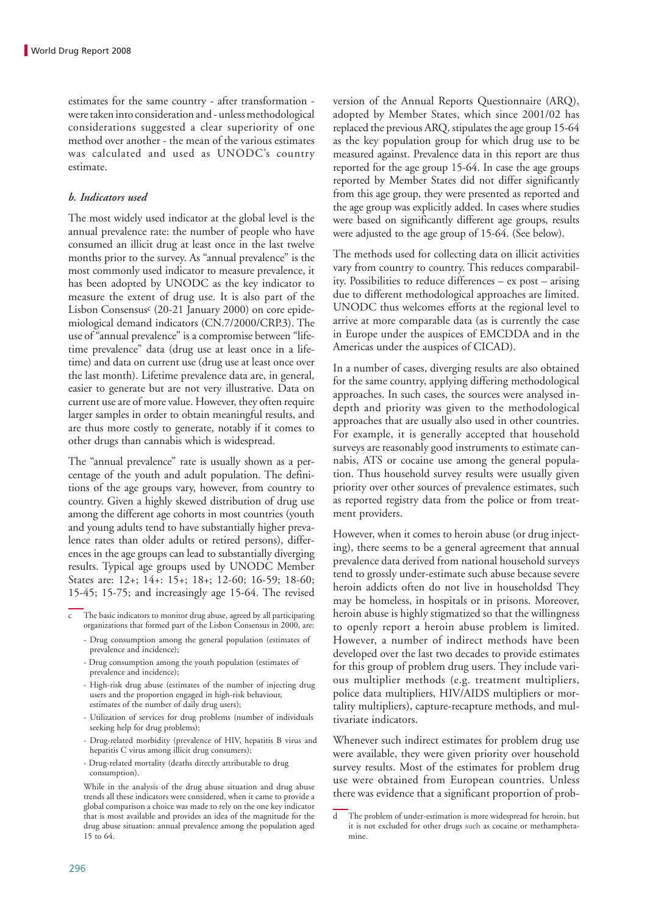estimates for the same country - after transformation - were taken into consideration and - unless methodological considerations suggested a clear superiority of one method over another - the mean of the various estimates was calculated and used as UNODC's country estimate.

*b. Indicators used*

The most widely used indicator at the global level is the annual prevalence rate: the number of people who have consumed an illicit drug at least once in the last twelve months prior to the survey. As "annual prevalence" is the most commonly used indicator to measure prevalence, it has been adopted by UNODC as the key indicator to measure the extent of drug use. It is also part of the Lisbon Consensus[c] (20-21 January 2000) on core epidemiological demand indicators (CN.7/2000/CRP.3). The use of "annual prevalence" is a compromise between "lifetime prevalence" data (drug use at least once in a lifetime) and data on current use (drug use at least once over the last month). Lifetime prevalence data are, in general, easier to generate but are not very illustrative. Data on current use are of more value. However, they often require larger samples in order to obtain meaningful results, and are thus more costly to generate, notably if it comes to other drugs than cannabis which is widespread.

The "annual prevalence" rate is usually shown as a percentage of the youth and adult population. The definitions of the age groups vary, however, from country to country. Given a highly skewed distribution of drug use among the different age cohorts in most countries (youth and young adults tend to have substantially higher prevalence rates than older adults or retired persons), differences in the age groups can lead to substantially diverging results. Typical age groups used by UNODC Member States are: 12+; 14+: 15+; 18+; 12-60; 16-59; 18-60; 15-45; 15-75; and increasingly age 15-64. The revised version of the Annual Reports Questionnaire (ARQ), adopted by Member States, which since 2001/02 has replaced the previous ARQ, stipulates the age group 15-64 as the key population group for which drug use to be measured against. Prevalence data in this report are thus reported for the age group 15-64. In case the age groups reported by Member States did not differ significantly from this age group, they were presented as reported and the age group was explicitly added. In cases where studies were based on significantly different age groups, results were adjusted to the age group of 15-64. (See below).

The methods used for collecting data on illicit activities vary from country to country. This reduces comparability. Possibilities to reduce differences – ex post – arising due to different methodological approaches are limited. UNODC thus welcomes efforts at the regional level to arrive at more comparable data (as is currently the case in Europe under the auspices of EMCDDA and in the Americas under the auspices of CICAD).

In a number of cases, diverging results are also obtained for the same country, applying differing methodological approaches. In such cases, the sources were analysed in-depth and priority was given to the methodological approaches that are usually also used in other countries. For example, it is generally accepted that household surveys are reasonably good instruments to estimate cannabis, ATS or cocaine use among the general population. Thus household survey results were usually given priority over other sources of prevalence estimates, such as reported registry data from the police or from treatment providers.

However, when it comes to heroin abuse (or drug injecting), there seems to be a general agreement that annual prevalence data derived from national household surveys tend to grossly under-estimate such abuse because severe heroin addicts often do not live in householdsd They may be homeless, in hospitals or in prisons. Moreover, heroin abuse is highly stigmatized so that the willingness to openly report a heroin abuse problem is limited. However, a number of indirect methods have been developed over the last two decades to provide estimates for this group of problem drug users. They include various multiplier methods (e.g. treatment multipliers, police data multipliers, HIV/AIDS multipliers or mortality multipliers), capture-recapture methods, and multivariate indicators.

Whenever such indirect estimates for problem drug use were available, they were given priority over household survey results. Most of the estimates for problem drug use were obtained from European countries. Unless there was evidence that a significant proportion of prob-

---

c The basic indicators to monitor drug abuse, agreed by all participating organizations that formed part of the Lisbon Consensus in 2000, are:

- Drug consumption among the general population (estimates of prevalence and incidence);
- Drug consumption among the youth population (estimates of prevalence and incidence);
- High-risk drug abuse (estimates of the number of injecting drug users and the proportion engaged in high-risk behaviour, estimates of the number of daily drug users);
- Utilization of services for drug problems (number of individuals seeking help for drug problems);
- Drug-related morbidity (prevalence of HIV, hepatitis B virus and hepatitis C virus among illicit drug consumers);
- Drug-related mortality (deaths directly attributable to drug consumption).

While in the analysis of the drug abuse situation and drug abuse trends all these indicators were considered, when it came to provide a global comparison a choice was made to rely on the one key indicator that is most available and provides an idea of the magnitude for the drug abuse situation: annual prevalence among the population aged 15 to 64.

d The problem of under-estimation is more widespread for heroin, but it is not excluded for other drugs such as cocaine or methamphetamine.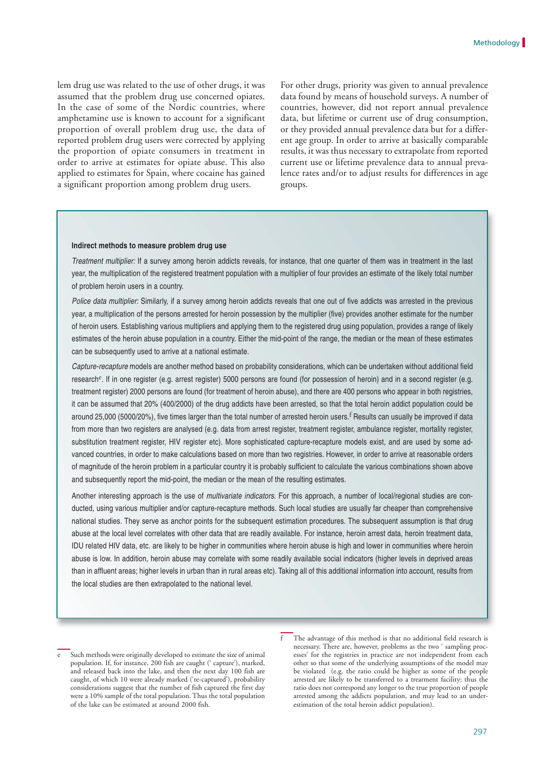lem drug use was related to the use of other drugs, it was assumed that the problem drug use concerned opiates. In the case of some of the Nordic countries, where amphetamine use is known to account for a significant proportion of overall problem drug use, the data of reported problem drug users were corrected by applying the proportion of opiate consumers in treatment in order to arrive at estimates for opiate abuse. This also applied to estimates for Spain, where cocaine has gained a significant proportion among problem drug users.

For other drugs, priority was given to annual prevalence data found by means of household surveys. A number of countries, however, did not report annual prevalence data, but lifetime or current use of drug consumption, or they provided annual prevalence data but for a different age group. In order to arrive at basically comparable results, it was thus necessary to extrapolate from reported current use or lifetime prevalence data to annual prevalence rates and/or to adjust results for differences in age groups.

**Indirect methods to measure problem drug use**

*Treatment multiplier:* If a survey among heroin addicts reveals, for instance, that one quarter of them was in treatment in the last year, the multiplication of the registered treatment population with a multiplier of four provides an estimate of the likely total number of problem heroin users in a country.

*Police data multiplier:* Similarly, if a survey among heroin addicts reveals that one out of five addicts was arrested in the previous year, a multiplication of the persons arrested for heroin possession by the multiplier (five) provides another estimate for the number of heroin users. Establishing various multipliers and applying them to the registered drug using population, provides a range of likely estimates of the heroin abuse population in a country. Either the mid-point of the range, the median or the mean of these estimates can be subsequently used to arrive at a national estimate.

*Capture-recapture* models are another method based on probability considerations, which can be undertaken without additional field research[e]. If in one register (e.g. arrest register) 5000 persons are found (for possession of heroin) and in a second register (e.g. treatment register) 2000 persons are found (for treatment of heroin abuse), and there are 400 persons who appear in both registries, it can be assumed that 20% (400/2000) of the drug addicts have been arrested, so that the total heroin addict population could be around 25,000 (5000/20%), five times larger than the total number of arrested heroin users.[f] Results can usually be improved if data from more than two registers are analysed (e.g. data from arrest register, treatment register, ambulance register, mortality register, substitution treatment register, HIV register etc). More sophisticated capture-recapture models exist, and are used by some advanced countries, in order to make calculations based on more than two registries. However, in order to arrive at reasonable orders of magnitude of the heroin problem in a particular country it is probably sufficient to calculate the various combinations shown above and subsequently report the mid-point, the median or the mean of the resulting estimates.

Another interesting approach is the use of *multivariate indicators*. For this approach, a number of local/regional studies are conducted, using various multiplier and/or capture-recapture methods. Such local studies are usually far cheaper than comprehensive national studies. They serve as anchor points for the subsequent estimation procedures. The subsequent assumption is that drug abuse at the local level correlates with other data that are readily available. For instance, heroin arrest data, heroin treatment data, IDU related HIV data, etc. are likely to be higher in communities where heroin abuse is high and lower in communities where heroin abuse is low. In addition, heroin abuse may correlate with some readily available social indicators (higher levels in deprived areas than in affluent areas; higher levels in urban than in rural areas etc). Taking all of this additional information into account, results from the local studies are then extrapolated to the national level.

---

e Such methods were originally developed to estimate the size of animal population. If, for instance, 200 fish are caught (' capture'), marked, and released back into the lake, and then the next day 100 fish are caught, of which 10 were already marked ('re-captured'), probability considerations suggest that the number of fish captured the first day were a 10% sample of the total population. Thus the total population of the lake can be estimated at around 2000 fish.

f The advantage of this method is that no additional field research is necessary. There are, however, problems as the two ' sampling processes' for the registries in practice are not independent from each other so that some of the underlying assumptions of the model may be violated (e.g. the ratio could be higher as some of the people arrested are likely to be transferred to a treatment facility; thus the ratio does not correspond any longer to the true proportion of people arrested among the addicts population, and may lead to an underestimation of the total heroin addict population).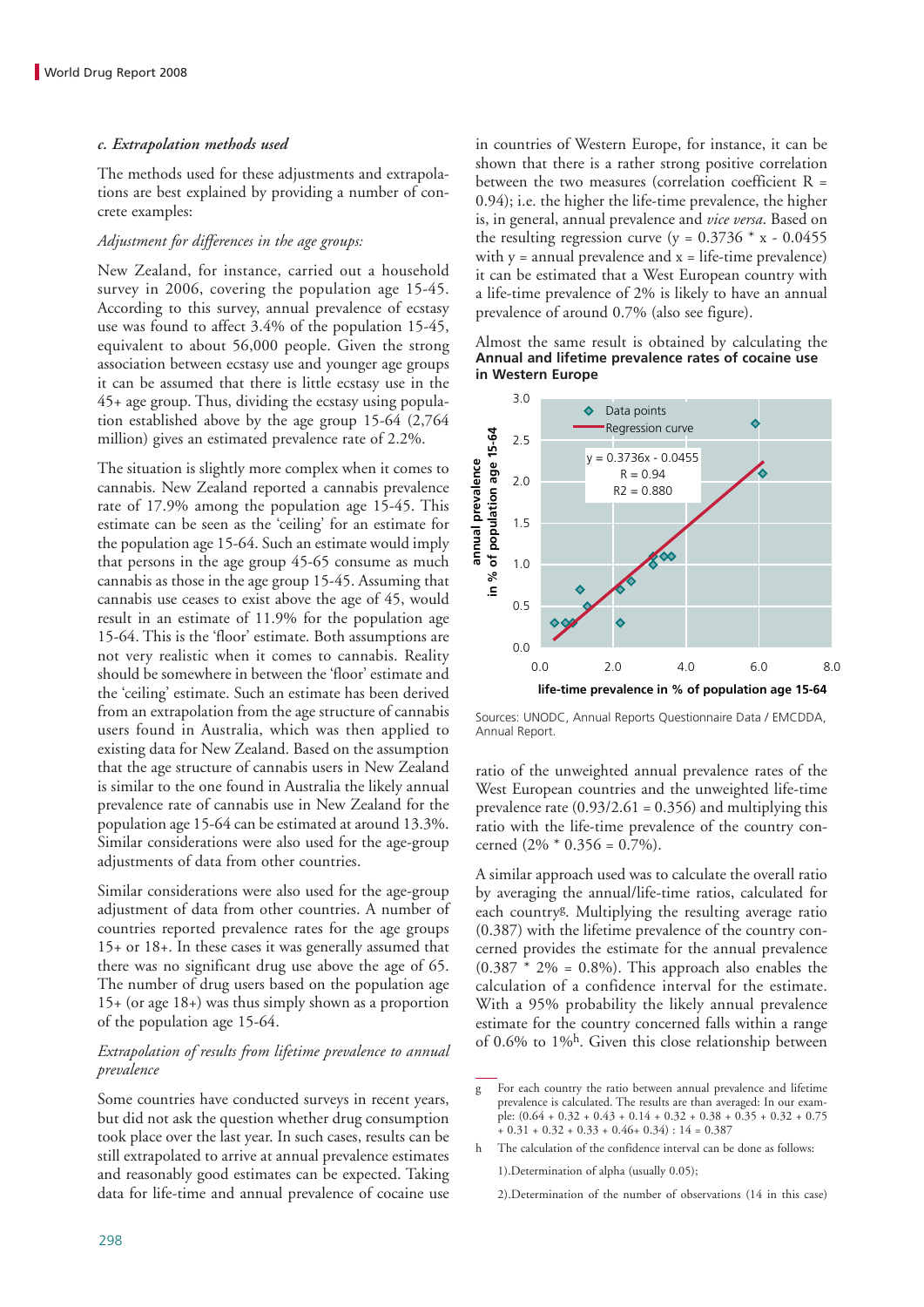### c. Extrapolation methods used

The methods used for these adjustments and extrapolations are best explained by providing a number of concrete examples:

*Adjustment for differences in the age groups:*

New Zealand, for instance, carried out a household survey in 2006, covering the population age 15-45. According to this survey, annual prevalence of ecstasy use was found to affect 3.4% of the population 15-45, equivalent to about 56,000 people. Given the strong association between ecstasy use and younger age groups it can be assumed that there is little ecstasy use in the 45+ age group. Thus, dividing the ecstasy using population established above by the age group 15-64 (2,764 million) gives an estimated prevalence rate of 2.2%.

The situation is slightly more complex when it comes to cannabis. New Zealand reported a cannabis prevalence rate of 17.9% among the population age 15-45. This estimate can be seen as the 'ceiling' for an estimate for the population age 15-64. Such an estimate would imply that persons in the age group 45-65 consume as much cannabis as those in the age group 15-45. Assuming that cannabis use ceases to exist above the age of 45, would result in an estimate of 11.9% for the population age 15-64. This is the 'floor' estimate. Both assumptions are not very realistic when it comes to cannabis. Reality should be somewhere in between the 'floor' estimate and the 'ceiling' estimate. Such an estimate has been derived from an extrapolation from the age structure of cannabis users found in Australia, which was then applied to existing data for New Zealand. Based on the assumption that the age structure of cannabis users in New Zealand is similar to the one found in Australia the likely annual prevalence rate of cannabis use in New Zealand for the population age 15-64 can be estimated at around 13.3%. Similar considerations were also used for the age-group adjustments of data from other countries.

Similar considerations were also used for the age-group adjustment of data from other countries. A number of countries reported prevalence rates for the age groups 15+ or 18+. In these cases it was generally assumed that there was no significant drug use above the age of 65. The number of drug users based on the population age 15+ (or age 18+) was thus simply shown as a proportion of the population age 15-64.

*Extrapolation of results from lifetime prevalence to annual prevalence*

Some countries have conducted surveys in recent years, but did not ask the question whether drug consumption took place over the last year. In such cases, results can be still extrapolated to arrive at annual prevalence estimates and reasonably good estimates can be expected. Taking data for life-time and annual prevalence of cocaine use in countries of Western Europe, for instance, it can be shown that there is a rather strong positive correlation between the two measures (correlation coefficient R = 0.94); i.e. the higher the life-time prevalence, the higher is, in general, annual prevalence and *vice versa*. Based on the resulting regression curve ($y = 0.3736 * x - 0.0455$ with y = annual prevalence and x = life-time prevalence) it can be estimated that a West European country with a life-time prevalence of 2% is likely to have an annual prevalence of around 0.7% (also see figure).

Almost the same result is obtained by calculating the

**Annual and lifetime prevalence rates of cocaine use in Western Europe**

Sources: UNODC, Annual Reports Questionnaire Data / EMCDDA, Annual Report.

ratio of the unweighted annual prevalence rates of the West European countries and the unweighted life-time prevalence rate (0.93/2.61 = 0.356) and multiplying this ratio with the life-time prevalence of the country concerned (2% * 0.356 = 0.7%).

A similar approach used was to calculate the overall ratio by averaging the annual/life-time ratios, calculated for each country[g]. Multiplying the resulting average ratio (0.387) with the lifetime prevalence of the country concerned provides the estimate for the annual prevalence (0.387 * 2% = 0.8%). This approach also enables the calculation of a confidence interval for the estimate. With a 95% probability the likely annual prevalence estimate for the country concerned falls within a range of 0.6% to 1%[h]. Given this close relationship between

---

[g] For each country the ratio between annual prevalence and lifetime prevalence is calculated. The results are than averaged: In our example: (0.64 + 0.32 + 0.43 + 0.14 + 0.32 + 0.38 + 0.35 + 0.32 + 0.75 + 0.31 + 0.32 + 0.33 + 0.46+ 0.34) : 14 = 0.387

[h] The calculation of the confidence interval can be done as follows:

1).Determination of alpha (usually 0.05);

2).Determination of the number of observations (14 in this case)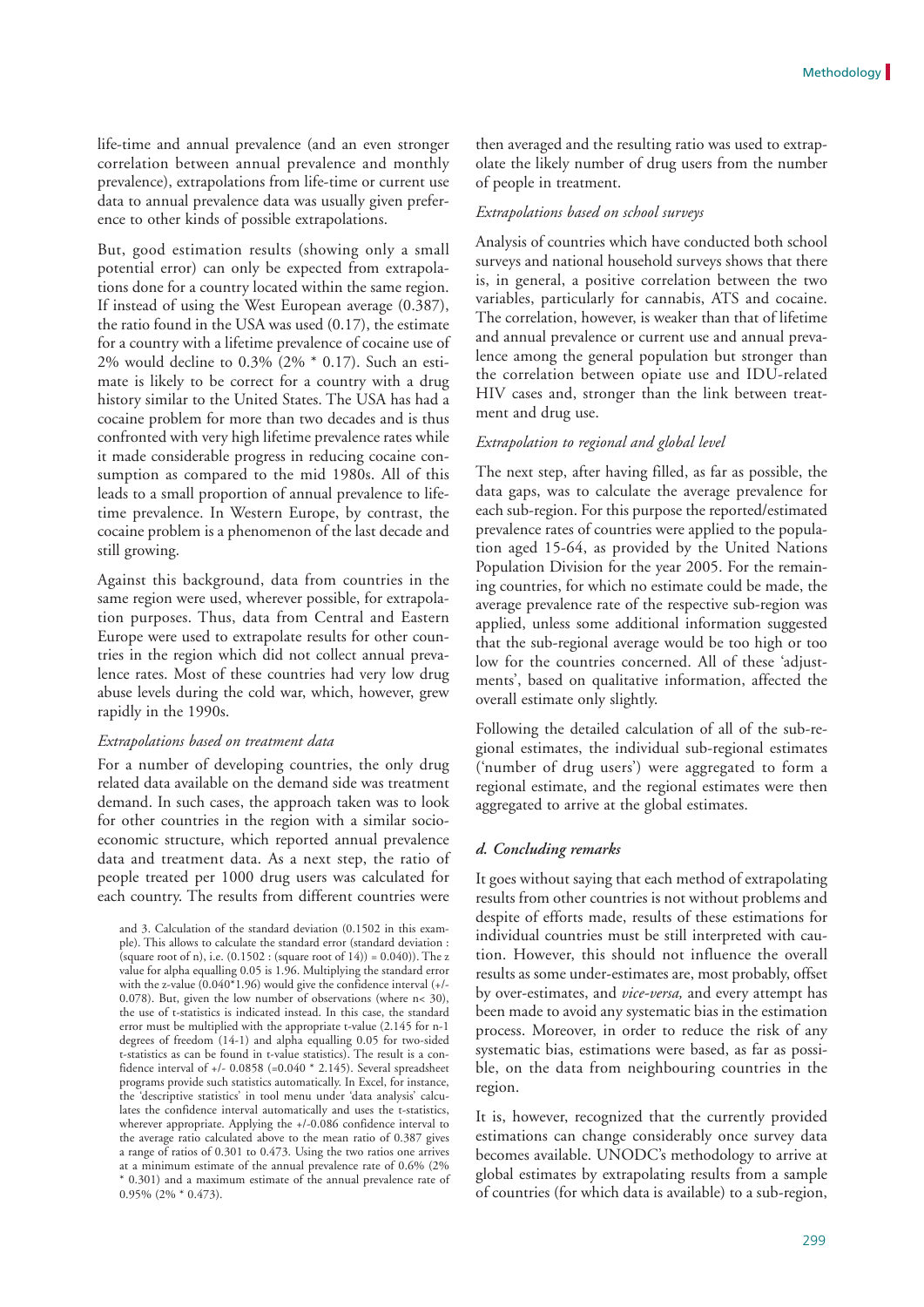life-time and annual prevalence (and an even stronger correlation between annual prevalence and monthly prevalence), extrapolations from life-time or current use data to annual prevalence data was usually given preference to other kinds of possible extrapolations.

But, good estimation results (showing only a small potential error) can only be expected from extrapolations done for a country located within the same region. If instead of using the West European average (0.387), the ratio found in the USA was used (0.17), the estimate for a country with a lifetime prevalence of cocaine use of 2% would decline to 0.3% (2% * 0.17). Such an estimate is likely to be correct for a country with a drug history similar to the United States. The USA has had a cocaine problem for more than two decades and is thus confronted with very high lifetime prevalence rates while it made considerable progress in reducing cocaine consumption as compared to the mid 1980s. All of this leads to a small proportion of annual prevalence to lifetime prevalence. In Western Europe, by contrast, the cocaine problem is a phenomenon of the last decade and still growing.

Against this background, data from countries in the same region were used, wherever possible, for extrapolation purposes. Thus, data from Central and Eastern Europe were used to extrapolate results for other countries in the region which did not collect annual prevalence rates. Most of these countries had very low drug abuse levels during the cold war, which, however, grew rapidly in the 1990s.

*Extrapolations based on treatment data*

For a number of developing countries, the only drug related data available on the demand side was treatment demand. In such cases, the approach taken was to look for other countries in the region with a similar socio-economic structure, which reported annual prevalence data and treatment data. As a next step, the ratio of people treated per 1000 drug users was calculated for each country. The results from different countries were then averaged and the resulting ratio was used to extrapolate the likely number of drug users from the number of people in treatment.

*Extrapolations based on school surveys*

Analysis of countries which have conducted both school surveys and national household surveys shows that there is, in general, a positive correlation between the two variables, particularly for cannabis, ATS and cocaine. The correlation, however, is weaker than that of lifetime and annual prevalence or current use and annual prevalence among the general population but stronger than the correlation between opiate use and IDU-related HIV cases and, stronger than the link between treatment and drug use.

*Extrapolation to regional and global level*

The next step, after having filled, as far as possible, the data gaps, was to calculate the average prevalence for each sub-region. For this purpose the reported/estimated prevalence rates of countries were applied to the population aged 15-64, as provided by the United Nations Population Division for the year 2005. For the remaining countries, for which no estimate could be made, the average prevalence rate of the respective sub-region was applied, unless some additional information suggested that the sub-regional average would be too high or too low for the countries concerned. All of these 'adjustments', based on qualitative information, affected the overall estimate only slightly.

Following the detailed calculation of all of the sub-regional estimates, the individual sub-regional estimates ('number of drug users') were aggregated to form a regional estimate, and the regional estimates were then aggregated to arrive at the global estimates.

### *d. Concluding remarks*

It goes without saying that each method of extrapolating results from other countries is not without problems and despite of efforts made, results of these estimations for individual countries must be still interpreted with caution. However, this should not influence the overall results as some under-estimates are, most probably, offset by over-estimates, and *vice-versa,* and every attempt has been made to avoid any systematic bias in the estimation process. Moreover, in order to reduce the risk of any systematic bias, estimations were based, as far as possible, on the data from neighbouring countries in the region.

It is, however, recognized that the currently provided estimations can change considerably once survey data becomes available. UNODC's methodology to arrive at global estimates by extrapolating results from a sample of countries (for which data is available) to a sub-region,

and 3. Calculation of the standard deviation (0.1502 in this example). This allows to calculate the standard error (standard deviation : (square root of n), i.e. (0.1502 : (square root of 14)) = 0.040)). The z value for alpha equalling 0.05 is 1.96. Multiplying the standard error with the z-value (0.040*1.96) would give the confidence interval (+/- 0.078). But, given the low number of observations (where n< 30), the use of t-statistics is indicated instead. In this case, the standard error must be multiplied with the appropriate t-value (2.145 for n-1 degrees of freedom (14-1) and alpha equalling 0.05 for two-sided t-statistics as can be found in t-value statistics). The result is a confidence interval of +/- 0.0858 (=0.040 * 2.145). Several spreadsheet programs provide such statistics automatically. In Excel, for instance, the 'descriptive statistics' in tool menu under 'data analysis' calculates the confidence interval automatically and uses the t-statistics, wherever appropriate. Applying the +/-0.086 confidence interval to the average ratio calculated above to the mean ratio of 0.387 gives a range of ratios of 0.301 to 0.473. Using the two ratios one arrives at a minimum estimate of the annual prevalence rate of 0.6% (2% * 0.301) and a maximum estimate of the annual prevalence rate of 0.95% (2% * 0.473).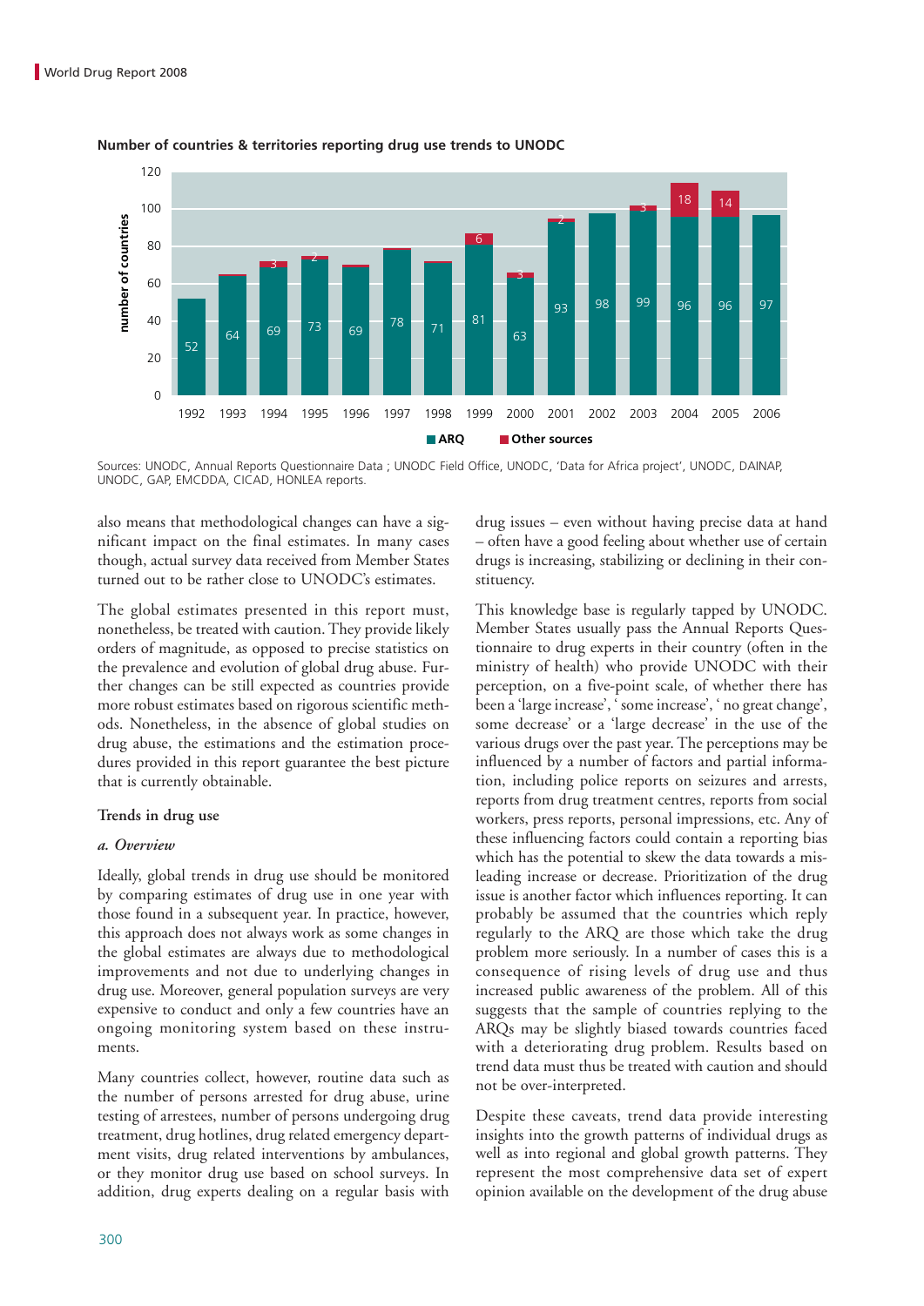**Number of countries & territories reporting drug use trends to UNODC**

| Year | ARQ | Other sources |
|---|---|---|
| 1992 | 52 | |
| 1993 | 64 | |
| 1994 | 69 | 3 |
| 1995 | 73 | 2 |
| 1996 | 69 | |
| 1997 | 78 | |
| 1998 | 71 | |
| 1999 | 81 | 6 |
| 2000 | 63 | 3 |
| 2001 | 93 | 2 |
| 2002 | 98 | |
| 2003 | 99 | 3 |
| 2004 | 96 | 18 |
| 2005 | 96 | 14 |
| 2006 | 97 | |

Sources: UNODC, Annual Reports Questionnaire Data ; UNODC Field Office, UNODC, 'Data for Africa project', UNODC, DAINAP, UNODC, GAP, EMCDDA, CICAD, HONLEA reports.

also means that methodological changes can have a significant impact on the final estimates. In many cases though, actual survey data received from Member States turned out to be rather close to UNODC's estimates.

The global estimates presented in this report must, nonetheless, be treated with caution. They provide likely orders of magnitude, as opposed to precise statistics on the prevalence and evolution of global drug abuse. Further changes can be still expected as countries provide more robust estimates based on rigorous scientific methods. Nonetheless, in the absence of global studies on drug abuse, the estimations and the estimation procedures provided in this report guarantee the best picture that is currently obtainable.

**Trends in drug use**

*a. Overview*

Ideally, global trends in drug use should be monitored by comparing estimates of drug use in one year with those found in a subsequent year. In practice, however, this approach does not always work as some changes in the global estimates are always due to methodological improvements and not due to underlying changes in drug use. Moreover, general population surveys are very expensive to conduct and only a few countries have an ongoing monitoring system based on these instruments.

Many countries collect, however, routine data such as the number of persons arrested for drug abuse, urine testing of arrestees, number of persons undergoing drug treatment, drug hotlines, drug related emergency department visits, drug related interventions by ambulances, or they monitor drug use based on school surveys. In addition, drug experts dealing on a regular basis with drug issues – even without having precise data at hand – often have a good feeling about whether use of certain drugs is increasing, stabilizing or declining in their constituency.

This knowledge base is regularly tapped by UNODC. Member States usually pass the Annual Reports Questionnaire to drug experts in their country (often in the ministry of health) who provide UNODC with their perception, on a five-point scale, of whether there has been a 'large increase', ' some increase', ' no great change', some decrease' or a 'large decrease' in the use of the various drugs over the past year. The perceptions may be influenced by a number of factors and partial information, including police reports on seizures and arrests, reports from drug treatment centres, reports from social workers, press reports, personal impressions, etc. Any of these influencing factors could contain a reporting bias which has the potential to skew the data towards a misleading increase or decrease. Prioritization of the drug issue is another factor which influences reporting. It can probably be assumed that the countries which reply regularly to the ARQ are those which take the drug problem more seriously. In a number of cases this is a consequence of rising levels of drug use and thus increased public awareness of the problem. All of this suggests that the sample of countries replying to the ARQs may be slightly biased towards countries faced with a deteriorating drug problem. Results based on trend data must thus be treated with caution and should not be over-interpreted.

Despite these caveats, trend data provide interesting insights into the growth patterns of individual drugs as well as into regional and global growth patterns. They represent the most comprehensive data set of expert opinion available on the development of the drug abuse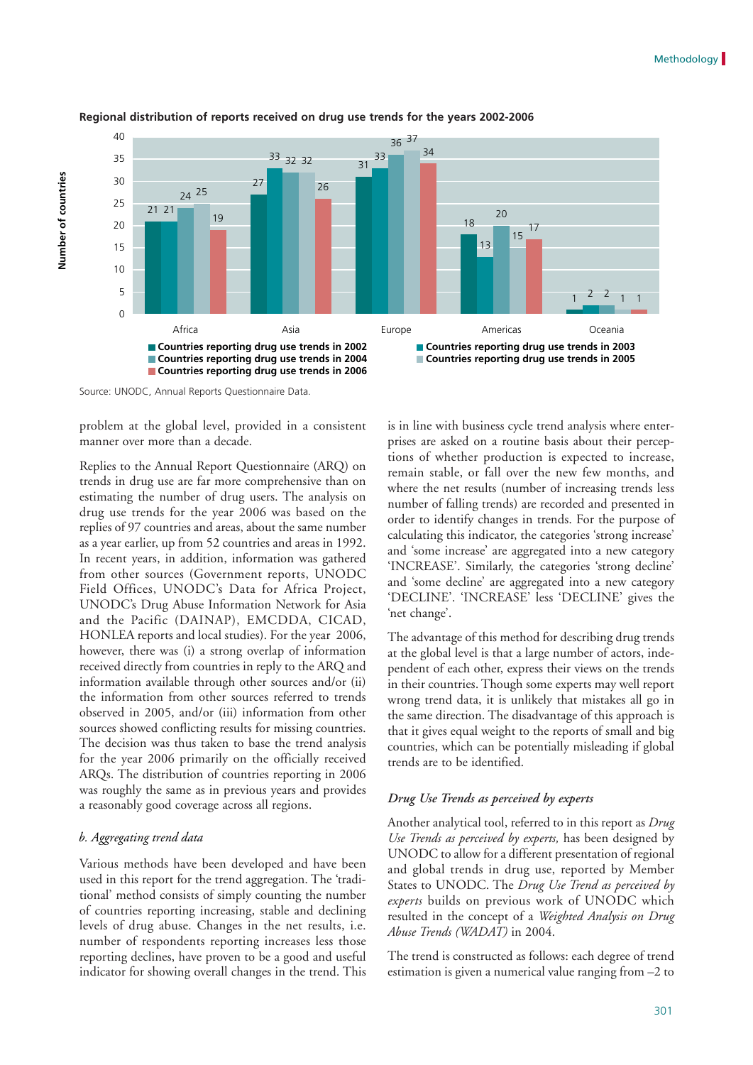**Regional distribution of reports received on drug use trends for the years 2002-2006**

| Region | Countries reporting drug use trends in 2002 | Countries reporting drug use trends in 2003 | Countries reporting drug use trends in 2004 | Countries reporting drug use trends in 2005 | Countries reporting drug use trends in 2006 |
|---|---|---|---|---|---|
| Africa | 21 | 21 | 24 | 25 | 19 |
| Asia | 27 | 33 | 32 | 32 | 26 |
| Europe | 31 | 33 | 36 | 37 | 34 |
| Americas | 18 | 13 | 20 | 15 | 17 |
| Oceania | 1 | 2 | 2 | 1 | 1 |

Source: UNODC, Annual Reports Questionnaire Data.

problem at the global level, provided in a consistent manner over more than a decade.

Replies to the Annual Report Questionnaire (ARQ) on trends in drug use are far more comprehensive than on estimating the number of drug users. The analysis on drug use trends for the year 2006 was based on the replies of 97 countries and areas, about the same number as a year earlier, up from 52 countries and areas in 1992. In recent years, in addition, information was gathered from other sources (Government reports, UNODC Field Offices, UNODC's Data for Africa Project, UNODC's Drug Abuse Information Network for Asia and the Pacific (DAINAP), EMCDDA, CICAD, HONLEA reports and local studies). For the year 2006, however, there was (i) a strong overlap of information received directly from countries in reply to the ARQ and information available through other sources and/or (ii) the information from other sources referred to trends observed in 2005, and/or (iii) information from other sources showed conflicting results for missing countries. The decision was thus taken to base the trend analysis for the year 2006 primarily on the officially received ARQs. The distribution of countries reporting in 2006 was roughly the same as in previous years and provides a reasonably good coverage across all regions.

*b. Aggregating trend data*

Various methods have been developed and have been used in this report for the trend aggregation. The 'traditional' method consists of simply counting the number of countries reporting increasing, stable and declining levels of drug abuse. Changes in the net results, i.e. number of respondents reporting increases less those reporting declines, have proven to be a good and useful indicator for showing overall changes in the trend. This is in line with business cycle trend analysis where enterprises are asked on a routine basis about their perceptions of whether production is expected to increase, remain stable, or fall over the new few months, and where the net results (number of increasing trends less number of falling trends) are recorded and presented in order to identify changes in trends. For the purpose of calculating this indicator, the categories 'strong increase' and 'some increase' are aggregated into a new category 'INCREASE'. Similarly, the categories 'strong decline' and 'some decline' are aggregated into a new category 'DECLINE'. 'INCREASE' less 'DECLINE' gives the 'net change'.

The advantage of this method for describing drug trends at the global level is that a large number of actors, independent of each other, express their views on the trends in their countries. Though some experts may well report wrong trend data, it is unlikely that mistakes all go in the same direction. The disadvantage of this approach is that it gives equal weight to the reports of small and big countries, which can be potentially misleading if global trends are to be identified.

*Drug Use Trends as perceived by experts*

Another analytical tool, referred to in this report as *Drug Use Trends as perceived by experts,* has been designed by UNODC to allow for a different presentation of regional and global trends in drug use, reported by Member States to UNODC. The *Drug Use Trend as perceived by experts* builds on previous work of UNODC which resulted in the concept of a *Weighted Analysis on Drug Abuse Trends (WADAT)* in 2004.

The trend is constructed as follows: each degree of trend estimation is given a numerical value ranging from –2 to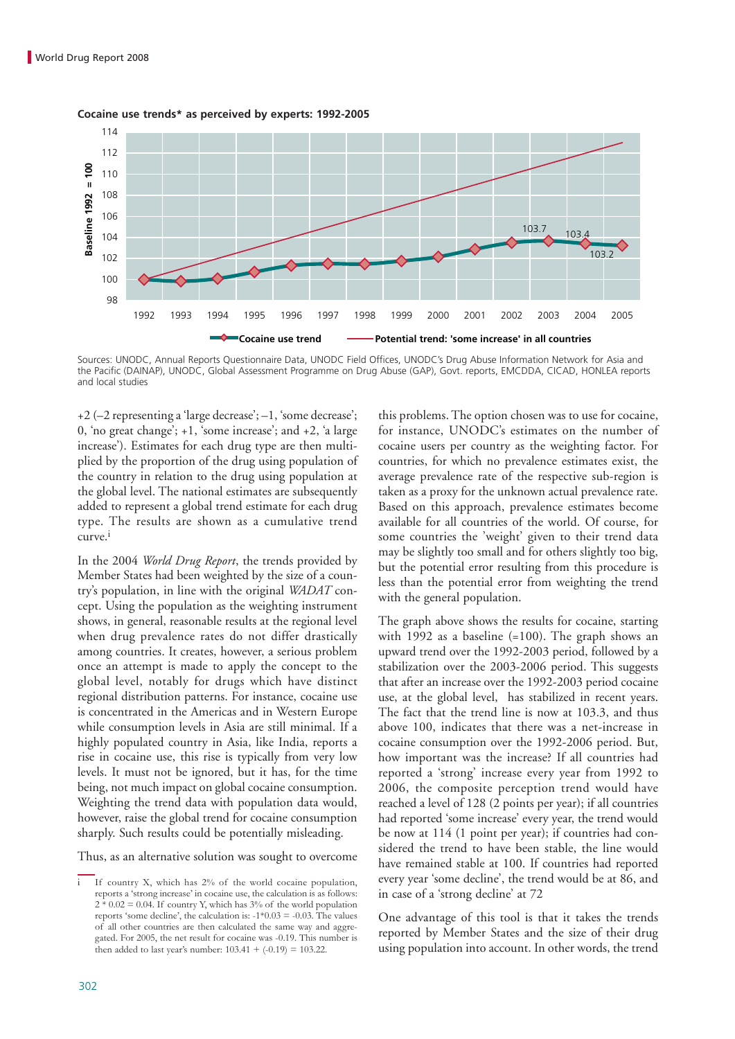**Cocaine use trends* as perceived by experts: 1992-2005**

| Year | Cocaine use trend | Potential trend: 'some increase' in all countries |
|---|---|---|
| 1992 | 100 | 100 |
| 1993 | | |
| 1994 | | |
| 1995 | | |
| 1996 | | |
| 1997 | | |
| 1998 | | |
| 1999 | | |
| 2000 | | |
| 2001 | | |
| 2002 | | |
| 2003 | 103.7 | |
| 2004 | 103.4 | |
| 2005 | 103.2 | |

Baseline 1992 = 100

Sources: UNODC, Annual Reports Questionnaire Data, UNODC Field Offices, UNODC's Drug Abuse Information Network for Asia and the Pacific (DAINAP), UNODC, Global Assessment Programme on Drug Abuse (GAP), Govt. reports, EMCDDA, CICAD, HONLEA reports and local studies

+2 (–2 representing a 'large decrease'; –1, 'some decrease'; 0, 'no great change'; +1, 'some increase'; and +2, 'a large increase'). Estimates for each drug type are then multiplied by the proportion of the drug using population of the country in relation to the drug using population at the global level. The national estimates are subsequently added to represent a global trend estimate for each drug type. The results are shown as a cumulative trend curve.[i]

In the 2004 *World Drug Report*, the trends provided by Member States had been weighted by the size of a country's population, in line with the original *WADAT* concept. Using the population as the weighting instrument shows, in general, reasonable results at the regional level when drug prevalence rates do not differ drastically among countries. It creates, however, a serious problem once an attempt is made to apply the concept to the global level, notably for drugs which have distinct regional distribution patterns. For instance, cocaine use is concentrated in the Americas and in Western Europe while consumption levels in Asia are still minimal. If a highly populated country in Asia, like India, reports a rise in cocaine use, this rise is typically from very low levels. It must not be ignored, but it has, for the time being, not much impact on global cocaine consumption. Weighting the trend data with population data would, however, raise the global trend for cocaine consumption sharply. Such results could be potentially misleading.

Thus, as an alternative solution was sought to overcome this problems. The option chosen was to use for cocaine, for instance, UNODC's estimates on the number of cocaine users per country as the weighting factor. For countries, for which no prevalence estimates exist, the average prevalence rate of the respective sub-region is taken as a proxy for the unknown actual prevalence rate. Based on this approach, prevalence estimates become available for all countries of the world. Of course, for some countries the 'weight' given to their trend data may be slightly too small and for others slightly too big, but the potential error resulting from this procedure is less than the potential error from weighting the trend with the general population.

The graph above shows the results for cocaine, starting with 1992 as a baseline (=100). The graph shows an upward trend over the 1992-2003 period, followed by a stabilization over the 2003-2006 period. This suggests that after an increase over the 1992-2003 period cocaine use, at the global level, has stabilized in recent years. The fact that the trend line is now at 103.3, and thus above 100, indicates that there was a net-increase in cocaine consumption over the 1992-2006 period. But, how important was the increase? If all countries had reported a 'strong' increase every year from 1992 to 2006, the composite perception trend would have reached a level of 128 (2 points per year); if all countries had reported 'some increase' every year, the trend would be now at 114 (1 point per year); if countries had considered the trend to have been stable, the line would have remained stable at 100. If countries had reported every year 'some decline', the trend would be at 86, and in case of a 'strong decline' at 72

One advantage of this tool is that it takes the trends reported by Member States and the size of their drug using population into account. In other words, the trend

---

[i] If country X, which has 2% of the world cocaine population, reports a 'strong increase' in cocaine use, the calculation is as follows: 2 * 0.02 = 0.04. If country Y, which has 3% of the world population reports 'some decline', the calculation is: -1*0.03 = -0.03. The values of all other countries are then calculated the same way and aggregated. For 2005, the net result for cocaine was -0.19. This number is then added to last year's number: 103.41 + (-0.19) = 103.22.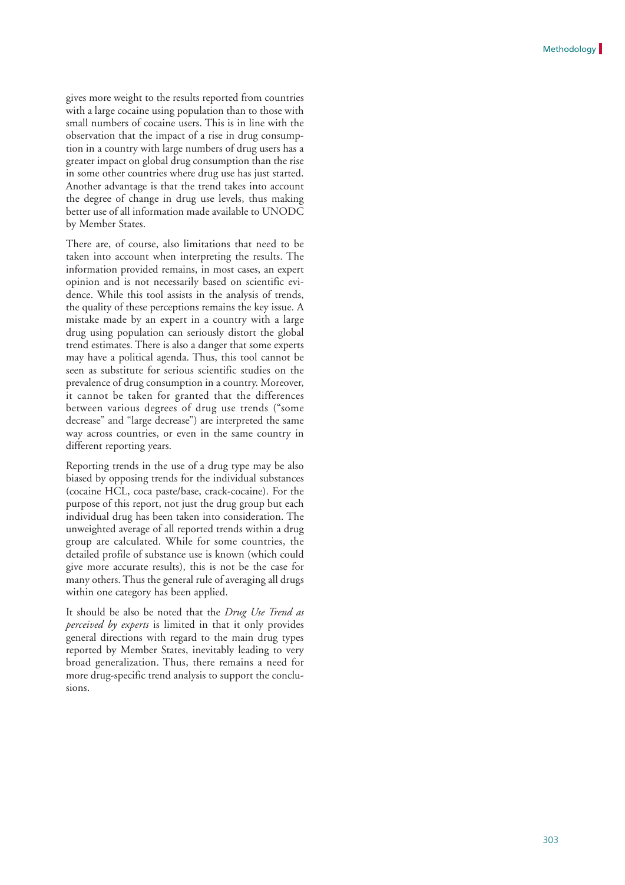gives more weight to the results reported from countries with a large cocaine using population than to those with small numbers of cocaine users. This is in line with the observation that the impact of a rise in drug consumption in a country with large numbers of drug users has a greater impact on global drug consumption than the rise in some other countries where drug use has just started. Another advantage is that the trend takes into account the degree of change in drug use levels, thus making better use of all information made available to UNODC by Member States.

There are, of course, also limitations that need to be taken into account when interpreting the results. The information provided remains, in most cases, an expert opinion and is not necessarily based on scientific evidence. While this tool assists in the analysis of trends, the quality of these perceptions remains the key issue. A mistake made by an expert in a country with a large drug using population can seriously distort the global trend estimates. There is also a danger that some experts may have a political agenda. Thus, this tool cannot be seen as substitute for serious scientific studies on the prevalence of drug consumption in a country. Moreover, it cannot be taken for granted that the differences between various degrees of drug use trends ("some decrease" and "large decrease") are interpreted the same way across countries, or even in the same country in different reporting years.

Reporting trends in the use of a drug type may be also biased by opposing trends for the individual substances (cocaine HCL, coca paste/base, crack-cocaine). For the purpose of this report, not just the drug group but each individual drug has been taken into consideration. The unweighted average of all reported trends within a drug group are calculated. While for some countries, the detailed profile of substance use is known (which could give more accurate results), this is not be the case for many others. Thus the general rule of averaging all drugs within one category has been applied.

It should be also be noted that the *Drug Use Trend as perceived by experts* is limited in that it only provides general directions with regard to the main drug types reported by Member States, inevitably leading to very broad generalization. Thus, there remains a need for more drug-specific trend analysis to support the conclusions.